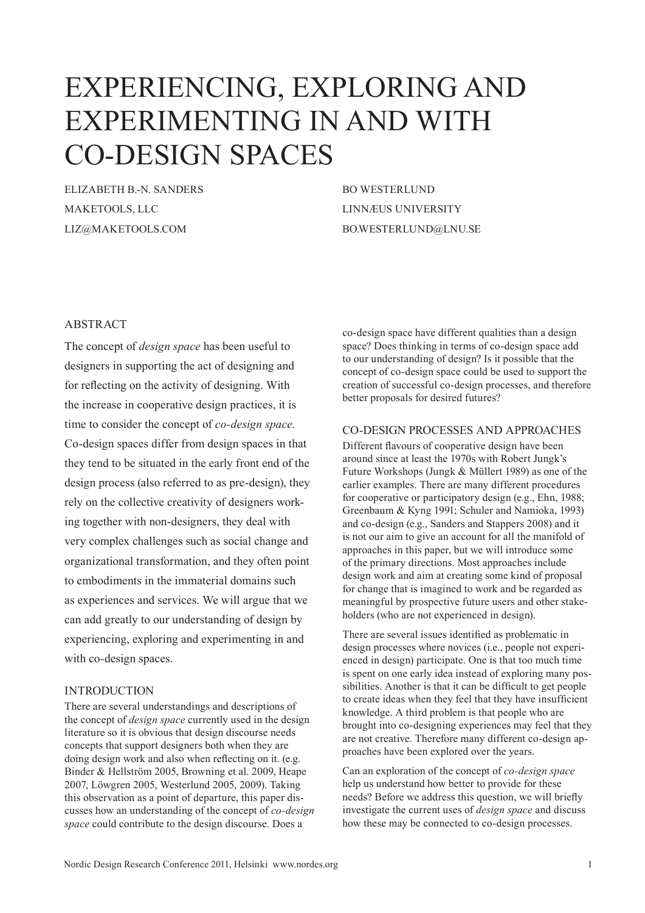# EXPERIENCING, EXPLORING AND EXPERIMENTING IN AND WITH CO-DESIGN SPACES

ELIZABETH B.-N. SANDERS
MAKETOOLS, LLC
LIZ@MAKETOOLS.COM

BO WESTERLUND
LINNÆUS UNIVERSITY
BO.WESTERLUND@LNU.SE

## ABSTRACT

The concept of *design space* has been useful to designers in supporting the act of designing and for reflecting on the activity of designing. With the increase in cooperative design practices, it is time to consider the concept of *co-design space*. Co-design spaces differ from design spaces in that they tend to be situated in the early front end of the design process (also referred to as pre-design), they rely on the collective creativity of designers working together with non-designers, they deal with very complex challenges such as social change and organizational transformation, and they often point to embodiments in the immaterial domains such as experiences and services. We will argue that we can add greatly to our understanding of design by experiencing, exploring and experimenting in and with co-design spaces.

## INTRODUCTION

There are several understandings and descriptions of the concept of *design space* currently used in the design literature so it is obvious that design discourse needs concepts that support designers both when they are doing design work and also when reflecting on it. (e.g. Binder & Hellström 2005, Browning et al. 2009, Heape 2007, Löwgren 2005, Westerlund 2005, 2009). Taking this observation as a point of departure, this paper discusses how an understanding of the concept of *co-design space* could contribute to the design discourse. Does a co-design space have different qualities than a design space? Does thinking in terms of co-design space add to our understanding of design? Is it possible that the concept of co-design space could be used to support the creation of successful co-design processes, and therefore better proposals for desired futures?

## CO-DESIGN PROCESSES AND APPROACHES

Different flavours of cooperative design have been around since at least the 1970s with Robert Jungk's Future Workshops (Jungk & Müllert 1989) as one of the earlier examples. There are many different procedures for cooperative or participatory design (e.g., Ehn, 1988; Greenbaum & Kyng 1991; Schuler and Namioka, 1993) and co-design (e.g., Sanders and Stappers 2008) and it is not our aim to give an account for all the manifold of approaches in this paper, but we will introduce some of the primary directions. Most approaches include design work and aim at creating some kind of proposal for change that is imagined to work and be regarded as meaningful by prospective future users and other stakeholders (who are not experienced in design).

There are several issues identified as problematic in design processes where novices (i.e., people not experienced in design) participate. One is that too much time is spent on one early idea instead of exploring many possibilities. Another is that it can be difficult to get people to create ideas when they feel that they have insufficient knowledge. A third problem is that people who are brought into co-designing experiences may feel that they are not creative. Therefore many different co-design approaches have been explored over the years.

Can an exploration of the concept of *co-design space* help us understand how better to provide for these needs? Before we address this question, we will briefly investigate the current uses of *design space* and discuss how these may be connected to co-design processes.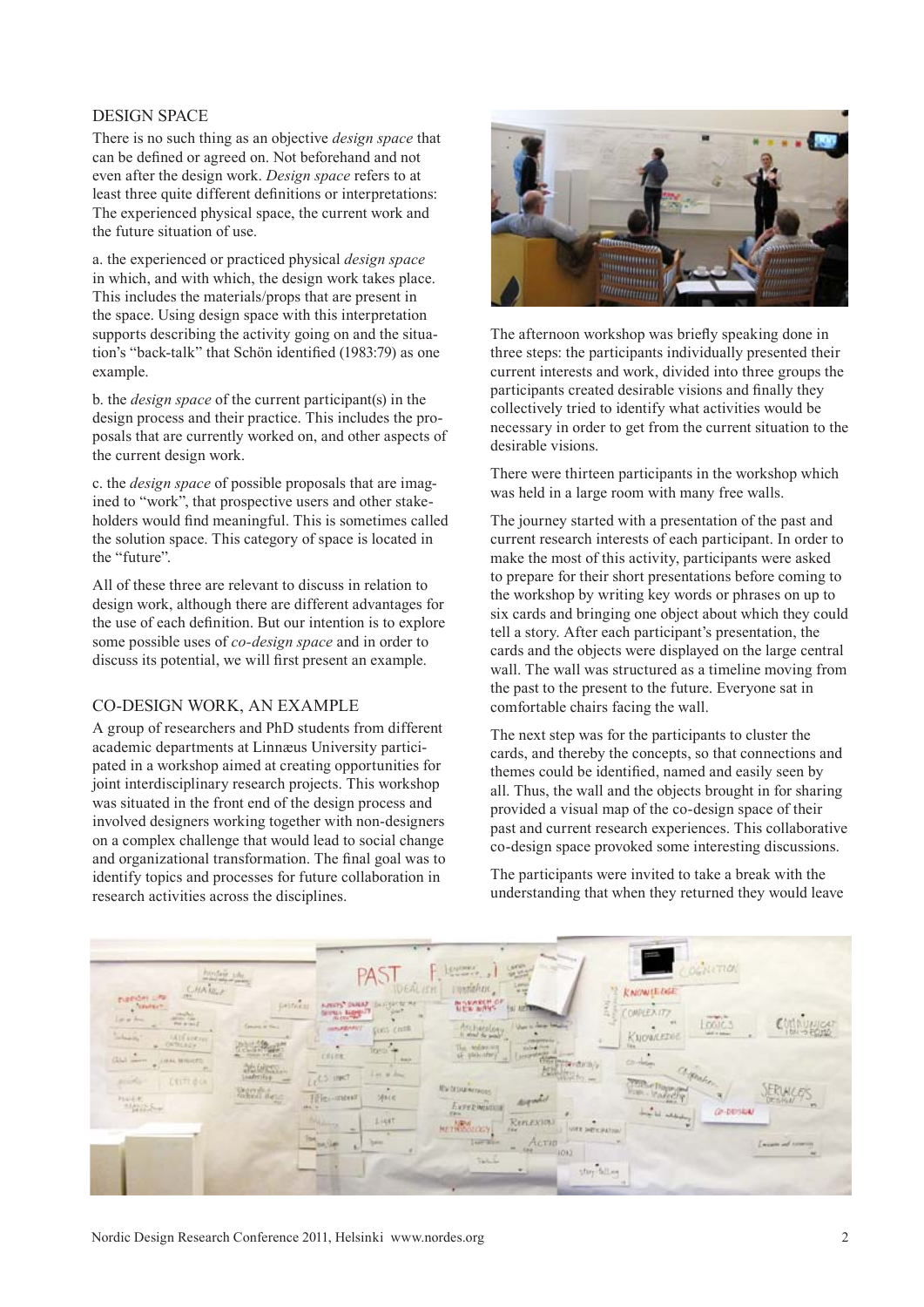## DESIGN SPACE

There is no such thing as an objective *design space* that can be defined or agreed on. Not beforehand and not even after the design work. *Design space* refers to at least three quite different definitions or interpretations: The experienced physical space, the current work and the future situation of use.

a. the experienced or practiced physical *design space* in which, and with which, the design work takes place. This includes the materials/props that are present in the space. Using design space with this interpretation supports describing the activity going on and the situation's "back-talk" that Schön identified (1983:79) as one example.

b. the *design space* of the current participant(s) in the design process and their practice. This includes the proposals that are currently worked on, and other aspects of the current design work.

c. the *design space* of possible proposals that are imagined to "work", that prospective users and other stakeholders would find meaningful. This is sometimes called the solution space. This category of space is located in the "future".

All of these three are relevant to discuss in relation to design work, although there are different advantages for the use of each definition. But our intention is to explore some possible uses of *co-design space* and in order to discuss its potential, we will first present an example.

## CO-DESIGN WORK, AN EXAMPLE

A group of researchers and PhD students from different academic departments at Linnæus University participated in a workshop aimed at creating opportunities for joint interdisciplinary research projects. This workshop was situated in the front end of the design process and involved designers working together with non-designers on a complex challenge that would lead to social change and organizational transformation. The final goal was to identify topics and processes for future collaboration in research activities across the disciplines.

The afternoon workshop was briefly speaking done in three steps: the participants individually presented their current interests and work, divided into three groups the participants created desirable visions and finally they collectively tried to identify what activities would be necessary in order to get from the current situation to the desirable visions.

There were thirteen participants in the workshop which was held in a large room with many free walls.

The journey started with a presentation of the past and current research interests of each participant. In order to make the most of this activity, participants were asked to prepare for their short presentations before coming to the workshop by writing key words or phrases on up to six cards and bringing one object about which they could tell a story. After each participant's presentation, the cards and the objects were displayed on the large central wall. The wall was structured as a timeline moving from the past to the present to the future. Everyone sat in comfortable chairs facing the wall.

The next step was for the participants to cluster the cards, and thereby the concepts, so that connections and themes could be identified, named and easily seen by all. Thus, the wall and the objects brought in for sharing provided a visual map of the co-design space of their past and current research experiences. This collaborative co-design space provoked some interesting discussions.

The participants were invited to take a break with the understanding that when they returned they would leave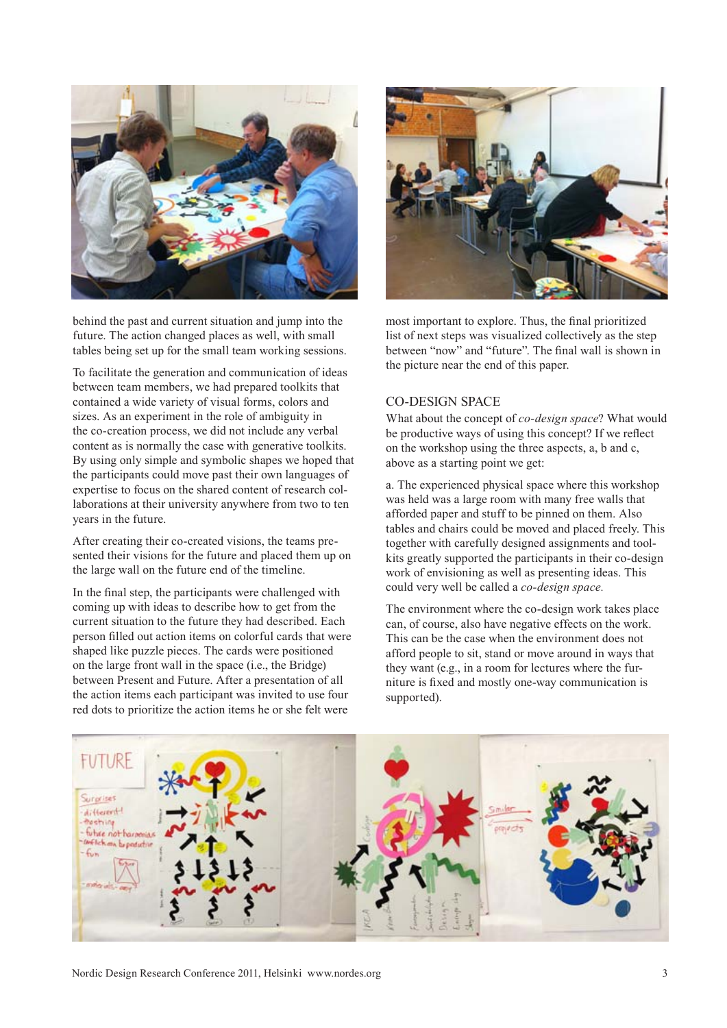behind the past and current situation and jump into the future. The action changed places as well, with small tables being set up for the small team working sessions.

To facilitate the generation and communication of ideas between team members, we had prepared toolkits that contained a wide variety of visual forms, colors and sizes. As an experiment in the role of ambiguity in the co-creation process, we did not include any verbal content as is normally the case with generative toolkits. By using only simple and symbolic shapes we hoped that the participants could move past their own languages of expertise to focus on the shared content of research collaborations at their university anywhere from two to ten years in the future.

After creating their co-created visions, the teams presented their visions for the future and placed them up on the large wall on the future end of the timeline.

In the final step, the participants were challenged with coming up with ideas to describe how to get from the current situation to the future they had described. Each person filled out action items on colorful cards that were shaped like puzzle pieces. The cards were positioned on the large front wall in the space (i.e., the Bridge) between Present and Future. After a presentation of all the action items each participant was invited to use four red dots to prioritize the action items he or she felt were most important to explore. Thus, the final prioritized list of next steps was visualized collectively as the step between "now" and "future". The final wall is shown in the picture near the end of this paper.

## CO-DESIGN SPACE

What about the concept of *co-design space*? What would be productive ways of using this concept? If we reflect on the workshop using the three aspects, a, b and c, above as a starting point we get:

a. The experienced physical space where this workshop was held was a large room with many free walls that afforded paper and stuff to be pinned on them. Also tables and chairs could be moved and placed freely. This together with carefully designed assignments and toolkits greatly supported the participants in their co-design work of envisioning as well as presenting ideas. This could very well be called a *co-design space.*

The environment where the co-design work takes place can, of course, also have negative effects on the work. This can be the case when the environment does not afford people to sit, stand or move around in ways that they want (e.g., in a room for lectures where the furniture is fixed and mostly one-way communication is supported).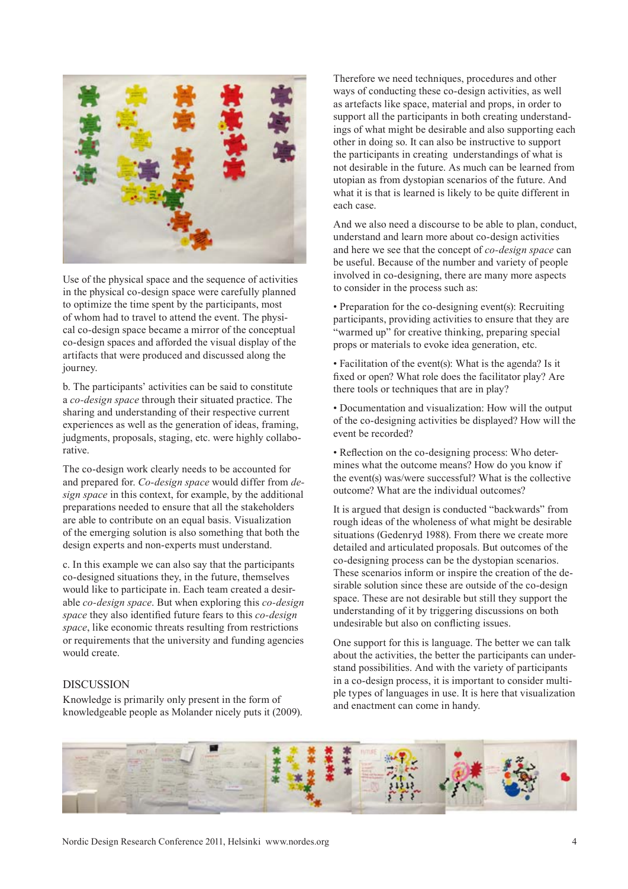Use of the physical space and the sequence of activities in the physical co-design space were carefully planned to optimize the time spent by the participants, most of whom had to travel to attend the event. The physical co-design space became a mirror of the conceptual co-design spaces and afforded the visual display of the artifacts that were produced and discussed along the journey.

b. The participants' activities can be said to constitute a *co-design space* through their situated practice. The sharing and understanding of their respective current experiences as well as the generation of ideas, framing, judgments, proposals, staging, etc. were highly collaborative.

The co-design work clearly needs to be accounted for and prepared for. *Co-design space* would differ from *design space* in this context, for example, by the additional preparations needed to ensure that all the stakeholders are able to contribute on an equal basis. Visualization of the emerging solution is also something that both the design experts and non-experts must understand.

c. In this example we can also say that the participants co-designed situations they, in the future, themselves would like to participate in. Each team created a desirable *co-design space*. But when exploring this *co-design space* they also identified future fears to this *co-design space*, like economic threats resulting from restrictions or requirements that the university and funding agencies would create.

## DISCUSSION

Knowledge is primarily only present in the form of knowledgeable people as Molander nicely puts it (2009).

Therefore we need techniques, procedures and other ways of conducting these co-design activities, as well as artefacts like space, material and props, in order to support all the participants in both creating understandings of what might be desirable and also supporting each other in doing so. It can also be instructive to support the participants in creating understandings of what is not desirable in the future. As much can be learned from utopian as from dystopian scenarios of the future. And what it is that is learned is likely to be quite different in each case.

And we also need a discourse to be able to plan, conduct, understand and learn more about co-design activities and here we see that the concept of *co-design space* can be useful. Because of the number and variety of people involved in co-designing, there are many more aspects to consider in the process such as:

- Preparation for the co-designing event(s): Recruiting participants, providing activities to ensure that they are "warmed up" for creative thinking, preparing special props or materials to evoke idea generation, etc.
- Facilitation of the event(s): What is the agenda? Is it fixed or open? What role does the facilitator play? Are there tools or techniques that are in play?
- Documentation and visualization: How will the output of the co-designing activities be displayed? How will the event be recorded?
- Reflection on the co-designing process: Who determines what the outcome means? How do you know if the event(s) was/were successful? What is the collective outcome? What are the individual outcomes?

It is argued that design is conducted "backwards" from rough ideas of the wholeness of what might be desirable situations (Gedenryd 1988). From there we create more detailed and articulated proposals. But outcomes of the co-designing process can be the dystopian scenarios. These scenarios inform or inspire the creation of the desirable solution since these are outside of the co-design space. These are not desirable but still they support the understanding of it by triggering discussions on both undesirable but also on conflicting issues.

One support for this is language. The better we can talk about the activities, the better the participants can understand possibilities. And with the variety of participants in a co-design process, it is important to consider multiple types of languages in use. It is here that visualization and enactment can come in handy.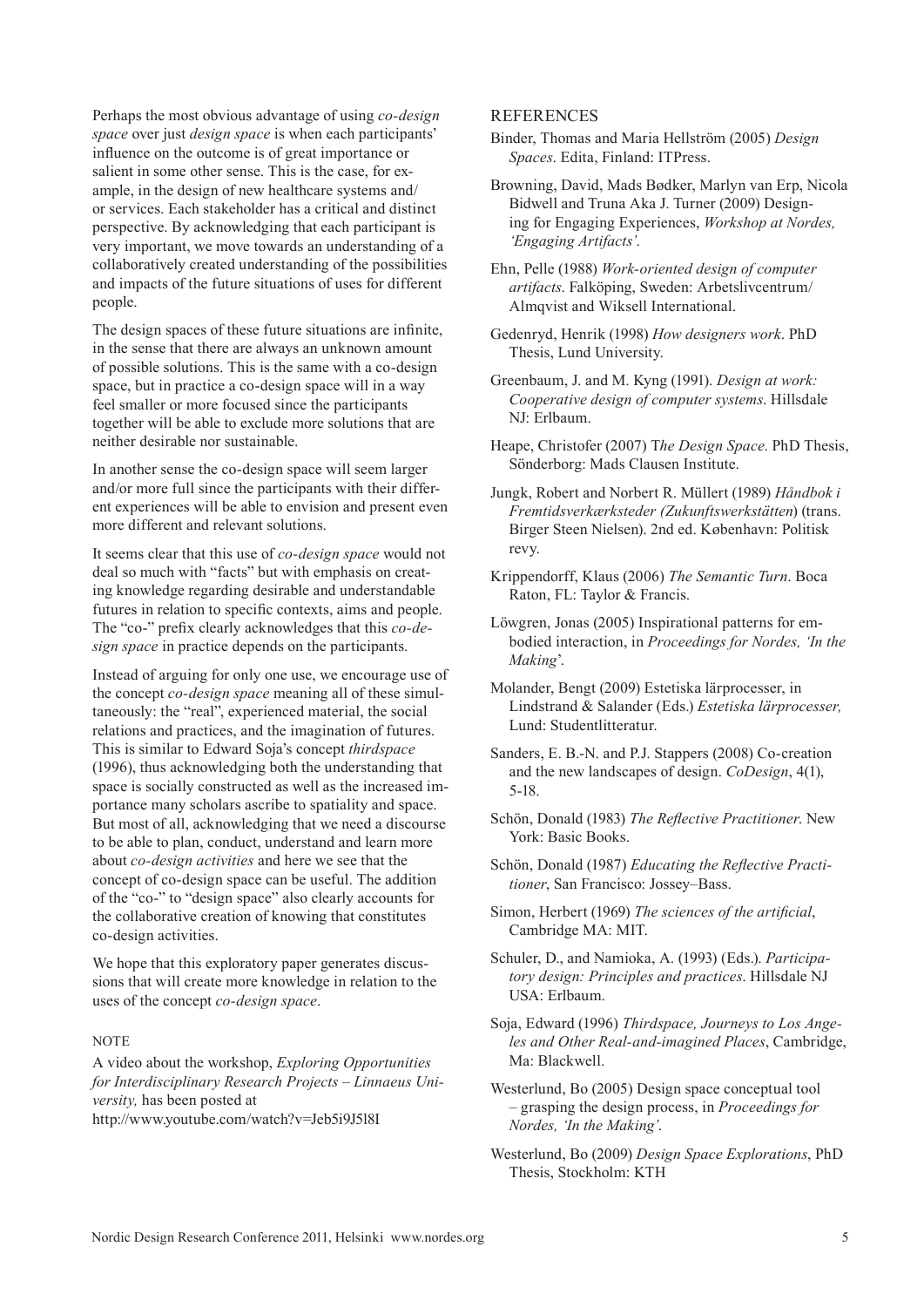Perhaps the most obvious advantage of using *co-design space* over just *design space* is when each participants' influence on the outcome is of great importance or salient in some other sense. This is the case, for example, in the design of new healthcare systems and/or services. Each stakeholder has a critical and distinct perspective. By acknowledging that each participant is very important, we move towards an understanding of a collaboratively created understanding of the possibilities and impacts of the future situations of uses for different people.

The design spaces of these future situations are infinite, in the sense that there are always an unknown amount of possible solutions. This is the same with a co-design space, but in practice a co-design space will in a way feel smaller or more focused since the participants together will be able to exclude more solutions that are neither desirable nor sustainable.

In another sense the co-design space will seem larger and/or more full since the participants with their different experiences will be able to envision and present even more different and relevant solutions.

It seems clear that this use of *co-design space* would not deal so much with "facts" but with emphasis on creating knowledge regarding desirable and understandable futures in relation to specific contexts, aims and people. The "co-" prefix clearly acknowledges that this *co-design space* in practice depends on the participants.

Instead of arguing for only one use, we encourage use of the concept *co-design space* meaning all of these simultaneously: the "real", experienced material, the social relations and practices, and the imagination of futures. This is similar to Edward Soja's concept *thirdspace* (1996), thus acknowledging both the understanding that space is socially constructed as well as the increased importance many scholars ascribe to spatiality and space. But most of all, acknowledging that we need a discourse to be able to plan, conduct, understand and learn more about *co-design activities* and here we see that the concept of co-design space can be useful. The addition of the "co-" to "design space" also clearly accounts for the collaborative creation of knowing that constitutes co-design activities.

We hope that this exploratory paper generates discussions that will create more knowledge in relation to the uses of the concept *co-design space*.

## NOTE

A video about the workshop, *Exploring Opportunities for Interdisciplinary Research Projects – Linnaeus University,* has been posted at http://www.youtube.com/watch?v=Jeb5i9J5l8I

## REFERENCES

Binder, Thomas and Maria Hellström (2005) *Design Spaces*. Edita, Finland: ITPress.

Browning, David, Mads Bødker, Marlyn van Erp, Nicola Bidwell and Truna Aka J. Turner (2009) Designing for Engaging Experiences, *Workshop at Nordes, 'Engaging Artifacts'*.

Ehn, Pelle (1988) *Work-oriented design of computer artifacts*. Falköping, Sweden: Arbetslivcentrum/Almqvist and Wiksell International.

Gedenryd, Henrik (1998) *How designers work*. PhD Thesis, Lund University.

Greenbaum, J. and M. Kyng (1991). *Design at work: Cooperative design of computer systems*. Hillsdale NJ: Erlbaum.

Heape, Christofer (2007) *The Design Space*. PhD Thesis, Sönderborg: Mads Clausen Institute.

Jungk, Robert and Norbert R. Müllert (1989) *Håndbok i Fremtidsverkærksteder (Zukunftswerkstätten)* (trans. Birger Steen Nielsen). 2nd ed. København: Politisk revy.

Krippendorff, Klaus (2006) *The Semantic Turn*. Boca Raton, FL: Taylor & Francis.

Löwgren, Jonas (2005) Inspirational patterns for embodied interaction, in *Proceedings for Nordes, 'In the Making'*.

Molander, Bengt (2009) Estetiska lärprocesser, in Lindstrand & Salander (Eds.) *Estetiska lärprocesser,* Lund: Studentlitteratur.

Sanders, E. B.-N. and P.J. Stappers (2008) Co-creation and the new landscapes of design. *CoDesign*, 4(1), 5-18.

Schön, Donald (1983) *The Reflective Practitioner*. New York: Basic Books.

Schön, Donald (1987) *Educating the Reflective Practitioner*, San Francisco: Jossey–Bass.

Simon, Herbert (1969) *The sciences of the artificial*, Cambridge MA: MIT.

Schuler, D., and Namioka, A. (1993) (Eds.). *Participatory design: Principles and practices*. Hillsdale NJ USA: Erlbaum.

Soja, Edward (1996) *Thirdspace, Journeys to Los Angeles and Other Real-and-imagined Places*, Cambridge, Ma: Blackwell.

Westerlund, Bo (2005) Design space conceptual tool – grasping the design process, in *Proceedings for Nordes, 'In the Making'*.

Westerlund, Bo (2009) *Design Space Explorations*, PhD Thesis, Stockholm: KTH